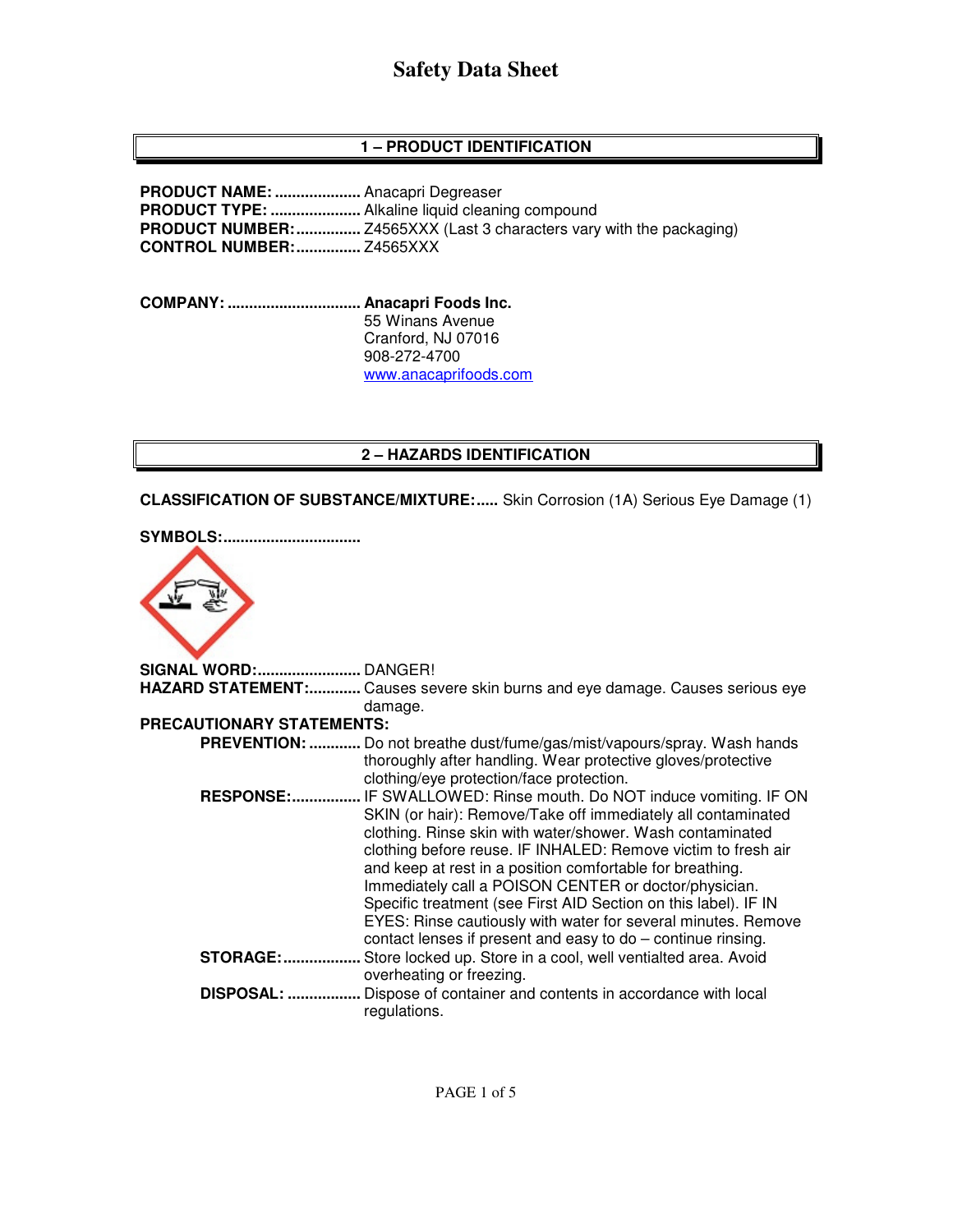# Safety Data Sheet

## 1 – PRODUCT IDENTIFICATION

**PRODUCT NAME:** .................... Anacapri Degreaser
**PRODUCT TYPE:** ..................... Alkaline liquid cleaning compound
**PRODUCT NUMBER:** ............... Z4565XXX (Last 3 characters vary with the packaging)
**CONTROL NUMBER:** ............... Z4565XXX

**COMPANY:** ............................... **Anacapri Foods Inc.**
55 Winans Avenue
Cranford, NJ 07016
908-272-4700
www.anacaprifoods.com

## 2 – HAZARDS IDENTIFICATION

**CLASSIFICATION OF SUBSTANCE/MIXTURE:**..... Skin Corrosion (1A) Serious Eye Damage (1)

**SYMBOLS:**................................

**SIGNAL WORD:**........................ DANGER!
**HAZARD STATEMENT:**............ Causes severe skin burns and eye damage. Causes serious eye damage.

**PRECAUTIONARY STATEMENTS:**

**PREVENTION:** ............ Do not breathe dust/fume/gas/mist/vapours/spray. Wash hands thoroughly after handling. Wear protective gloves/protective clothing/eye protection/face protection.

**RESPONSE:**................ IF SWALLOWED: Rinse mouth. Do NOT induce vomiting. IF ON SKIN (or hair): Remove/Take off immediately all contaminated clothing. Rinse skin with water/shower. Wash contaminated clothing before reuse. IF INHALED: Remove victim to fresh air and keep at rest in a position comfortable for breathing. Immediately call a POISON CENTER or doctor/physician. Specific treatment (see First AID Section on this label). IF IN EYES: Rinse cautiously with water for several minutes. Remove contact lenses if present and easy to do – continue rinsing.

**STORAGE:**.................. Store locked up. Store in a cool, well ventialted area. Avoid overheating or freezing.

**DISPOSAL:** ................. Dispose of container and contents in accordance with local regulations.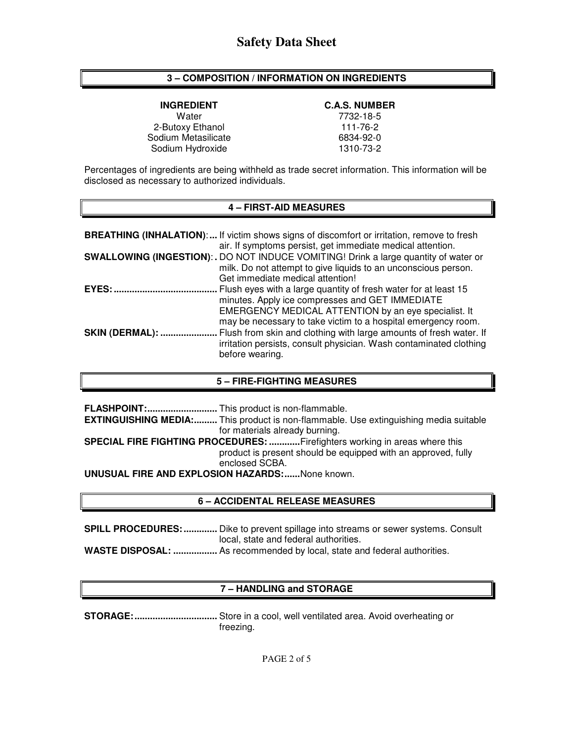## 3 – COMPOSITION / INFORMATION ON INGREDIENTS

| INGREDIENT | C.A.S. NUMBER |
|---|---|
| Water | 7732-18-5 |
| 2-Butoxy Ethanol | 111-76-2 |
| Sodium Metasilicate | 6834-92-0 |
| Sodium Hydroxide | 1310-73-2 |

Percentages of ingredients are being withheld as trade secret information. This information will be disclosed as necessary to authorized individuals.

## 4 – FIRST-AID MEASURES

**BREATHING (INHALATION):...** If victim shows signs of discomfort or irritation, remove to fresh air. If symptoms persist, get immediate medical attention.

**SWALLOWING (INGESTION):..** DO NOT INDUCE VOMITING! Drink a large quantity of water or milk. Do not attempt to give liquids to an unconscious person. Get immediate medical attention!

**EYES:........................................** Flush eyes with a large quantity of fresh water for at least 15 minutes. Apply ice compresses and GET IMMEDIATE EMERGENCY MEDICAL ATTENTION by an eye specialist. It may be necessary to take victim to a hospital emergency room.

**SKIN (DERMAL): ......................** Flush from skin and clothing with large amounts of fresh water. If irritation persists, consult physician. Wash contaminated clothing before wearing.

## 5 – FIRE-FIGHTING MEASURES

**FLASHPOINT:...........................** This product is non-flammable.

**EXTINGUISHING MEDIA:.........** This product is non-flammable. Use extinguishing media suitable for materials already burning.

**SPECIAL FIRE FIGHTING PROCEDURES: ............**Firefighters working in areas where this product is present should be equipped with an approved, fully enclosed SCBA.

**UNUSUAL FIRE AND EXPLOSION HAZARDS:......**None known.

## 6 – ACCIDENTAL RELEASE MEASURES

**SPILL PROCEDURES:.............** Dike to prevent spillage into streams or sewer systems. Consult local, state and federal authorities.

**WASTE DISPOSAL: .................** As recommended by local, state and federal authorities.

## 7 – HANDLING and STORAGE

**STORAGE:................................** Store in a cool, well ventilated area. Avoid overheating or freezing.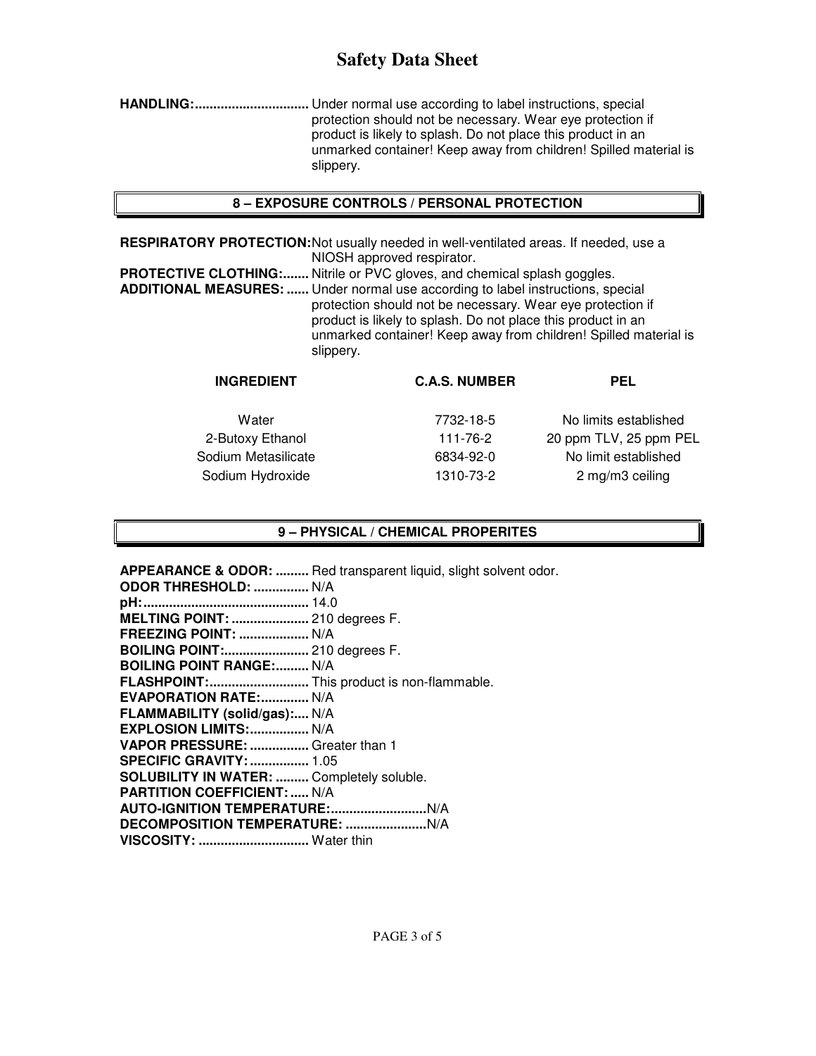# Safety Data Sheet

**HANDLING:**............................... Under normal use according to label instructions, special protection should not be necessary. Wear eye protection if product is likely to splash. Do not place this product in an unmarked container! Keep away from children! Spilled material is slippery.

## 8 – EXPOSURE CONTROLS / PERSONAL PROTECTION

**RESPIRATORY PROTECTION:** Not usually needed in well-ventilated areas. If needed, use a NIOSH approved respirator.

**PROTECTIVE CLOTHING:**....... Nitrile or PVC gloves, and chemical splash goggles.

**ADDITIONAL MEASURES:** ...... Under normal use according to label instructions, special protection should not be necessary. Wear eye protection if product is likely to splash. Do not place this product in an unmarked container! Keep away from children! Spilled material is slippery.

| INGREDIENT | C.A.S. NUMBER | PEL |
| --- | --- | --- |
| Water | 7732-18-5 | No limits established |
| 2-Butoxy Ethanol | 111-76-2 | 20 ppm TLV, 25 ppm PEL |
| Sodium Metasilicate | 6834-92-0 | No limit established |
| Sodium Hydroxide | 1310-73-2 | 2 mg/m3 ceiling |

## 9 – PHYSICAL / CHEMICAL PROPERITES

**APPEARANCE & ODOR:** ......... Red transparent liquid, slight solvent odor.
**ODOR THRESHOLD:** ............... N/A
**pH:**............................................ 14.0
**MELTING POINT:** ..................... 210 degrees F.
**FREEZING POINT:** ................... N/A
**BOILING POINT:**....................... 210 degrees F.
**BOILING POINT RANGE:**......... N/A
**FLASHPOINT:**........................... This product is non-flammable.
**EVAPORATION RATE:**............. N/A
**FLAMMABILITY (solid/gas):**.... N/A
**EXPLOSION LIMITS:**................ N/A
**VAPOR PRESSURE:** ................ Greater than 1
**SPECIFIC GRAVITY:** ................ 1.05
**SOLUBILITY IN WATER:** ......... Completely soluble.
**PARTITION COEFFICIENT:** ..... N/A
**AUTO-IGNITION TEMPERATURE:**..........................N/A
**DECOMPOSITION TEMPERATURE:** ......................N/A
**VISCOSITY:** .............................. Water thin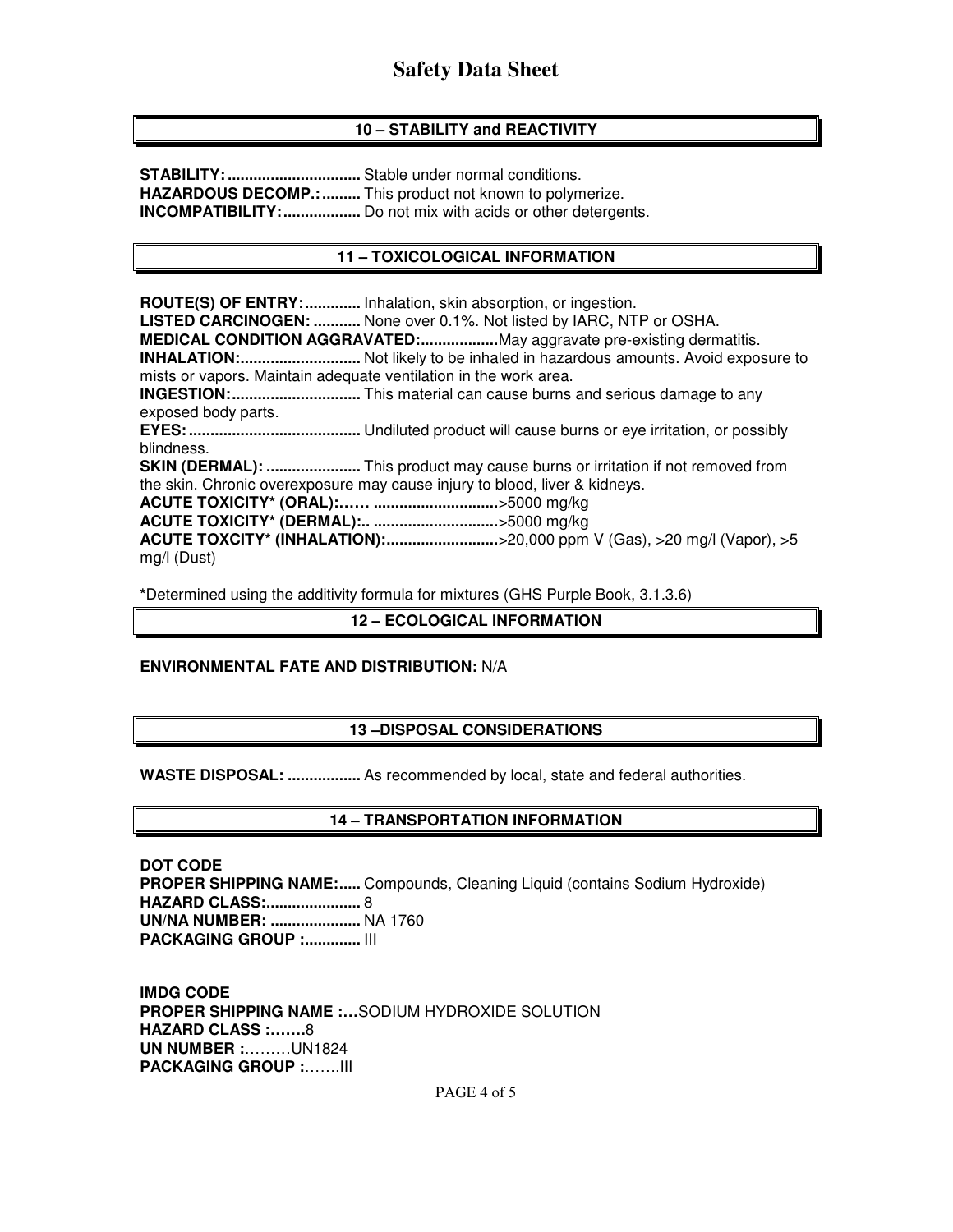# Safety Data Sheet

## 10 – STABILITY and REACTIVITY

**STABILITY:...............................** Stable under normal conditions.
**HAZARDOUS DECOMP.:.........** This product not known to polymerize.
**INCOMPATIBILITY:..................** Do not mix with acids or other detergents.

## 11 – TOXICOLOGICAL INFORMATION

**ROUTE(S) OF ENTRY:.............** Inhalation, skin absorption, or ingestion.
**LISTED CARCINOGEN: ...........** None over 0.1%. Not listed by IARC, NTP or OSHA.
**MEDICAL CONDITION AGGRAVATED:..................** May aggravate pre-existing dermatitis.
**INHALATION:............................** Not likely to be inhaled in hazardous amounts. Avoid exposure to mists or vapors. Maintain adequate ventilation in the work area.
**INGESTION:..............................** This material can cause burns and serious damage to any exposed body parts.
**EYES:........................................** Undiluted product will cause burns or eye irritation, or possibly blindness.
**SKIN (DERMAL): ......................** This product may cause burns or irritation if not removed from the skin. Chronic overexposure may cause injury to blood, liver & kidneys.
**ACUTE TOXICITY* (ORAL):…… ............................**>5000 mg/kg
**ACUTE TOXICITY* (DERMAL):.. ............................**>5000 mg/kg
**ACUTE TOXCITY* (INHALATION):.........................**>20,000 ppm V (Gas), >20 mg/l (Vapor), >5 mg/l (Dust)

***Determined using the additivity formula for mixtures (GHS Purple Book, 3.1.3.6)

## 12 – ECOLOGICAL INFORMATION

**ENVIRONMENTAL FATE AND DISTRIBUTION:** N/A

## 13 –DISPOSAL CONSIDERATIONS

**WASTE DISPOSAL: .................** As recommended by local, state and federal authorities.

## 14 – TRANSPORTATION INFORMATION

**DOT CODE**
**PROPER SHIPPING NAME:.....** Compounds, Cleaning Liquid (contains Sodium Hydroxide)
**HAZARD CLASS:.....................** 8
**UN/NA NUMBER: ....................** NA 1760
**PACKAGING GROUP :.............** III

**IMDG CODE**
**PROPER SHIPPING NAME :…**SODIUM HYDROXIDE SOLUTION
**HAZARD CLASS :…….**8
**UN NUMBER :**………UN1824
**PACKAGING GROUP :**…….III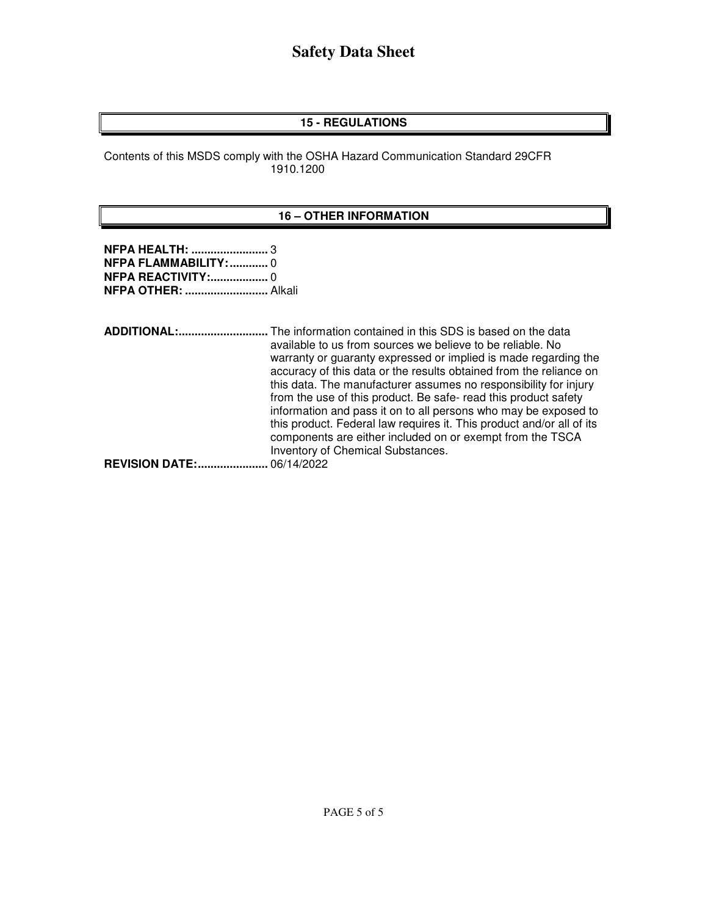## 15 - REGULATIONS

Contents of this MSDS comply with the OSHA Hazard Communication Standard 29CFR 1910.1200

## 16 – OTHER INFORMATION

**NFPA HEALTH: ........................** 3
**NFPA FLAMMABILITY: ............** 0
**NFPA REACTIVITY:..................** 0
**NFPA OTHER: ..........................** Alkali

**ADDITIONAL:............................** The information contained in this SDS is based on the data available to us from sources we believe to be reliable. No warranty or guaranty expressed or implied is made regarding the accuracy of this data or the results obtained from the reliance on this data. The manufacturer assumes no responsibility for injury from the use of this product. Be safe- read this product safety information and pass it on to all persons who may be exposed to this product. Federal law requires it. This product and/or all of its components are either included on or exempt from the TSCA Inventory of Chemical Substances.

**REVISION DATE:......................** 06/14/2022